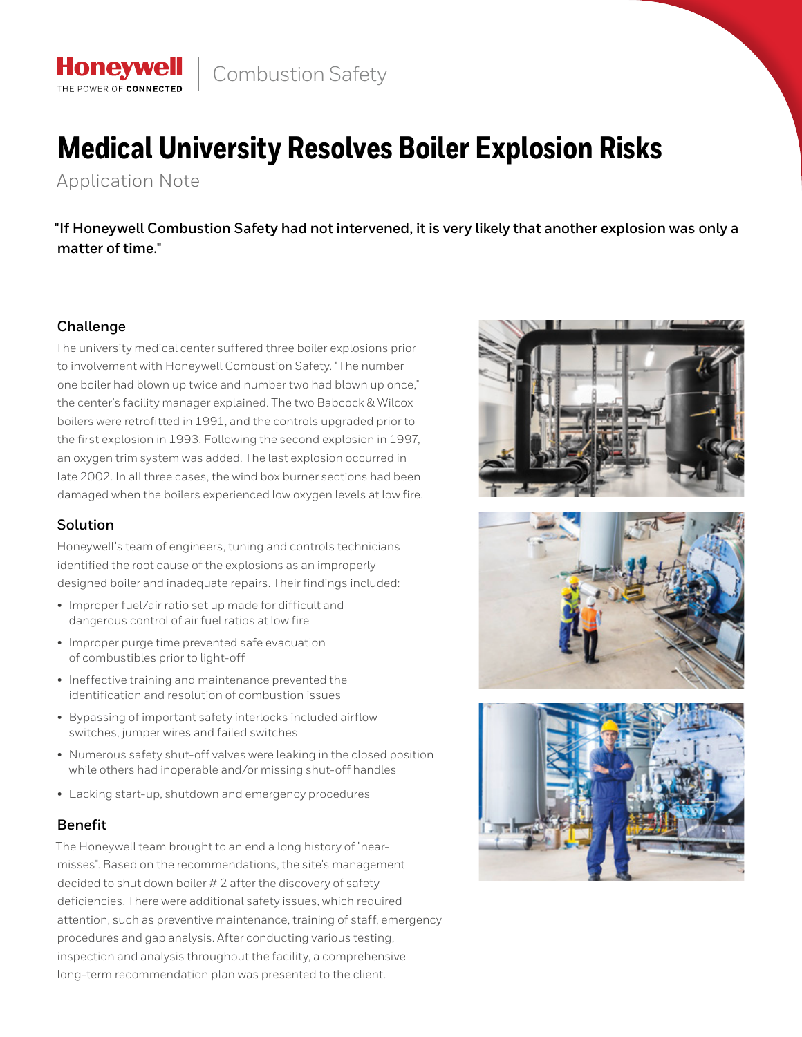**Honeywell** | Combustion Safety

# Medical University Resolves Boiler Explosion Risks

Application Note

**"If Honeywell Combustion Safety had not intervened, it is very likely that another explosion was only a matter of time."**

## Challenge

The university medical center suffered three boiler explosions prior to involvement with Honeywell Combustion Safety. "The number one boiler had blown up twice and number two had blown up once," the center's facility manager explained. The two Babcock & Wilcox boilers were retrofitted in 1991, and the controls upgraded prior to the first explosion in 1993. Following the second explosion in 1997, an oxygen trim system was added. The last explosion occurred in late 2002. In all three cases, the wind box burner sections had been damaged when the boilers experienced low oxygen levels at low fire.

## Solution

Honeywell's team of engineers, tuning and controls technicians identified the root cause of the explosions as an improperly designed boiler and inadequate repairs. Their findings included:

- Improper fuel/air ratio set up made for difficult and dangerous control of air fuel ratios at low fire
- Improper purge time prevented safe evacuation of combustibles prior to light-off
- Ineffective training and maintenance prevented the identification and resolution of combustion issues
- Bypassing of important safety interlocks included airflow switches, jumper wires and failed switches
- Numerous safety shut-off valves were leaking in the closed position while others had inoperable and/or missing shut-off handles
- Lacking start-up, shutdown and emergency procedures

## Benefit

The Honeywell team brought to an end a long history of "near-misses". Based on the recommendations, the site's management decided to shut down boiler # 2 after the discovery of safety deficiencies. There were additional safety issues, which required attention, such as preventive maintenance, training of staff, emergency procedures and gap analysis. After conducting various testing, inspection and analysis throughout the facility, a comprehensive long-term recommendation plan was presented to the client.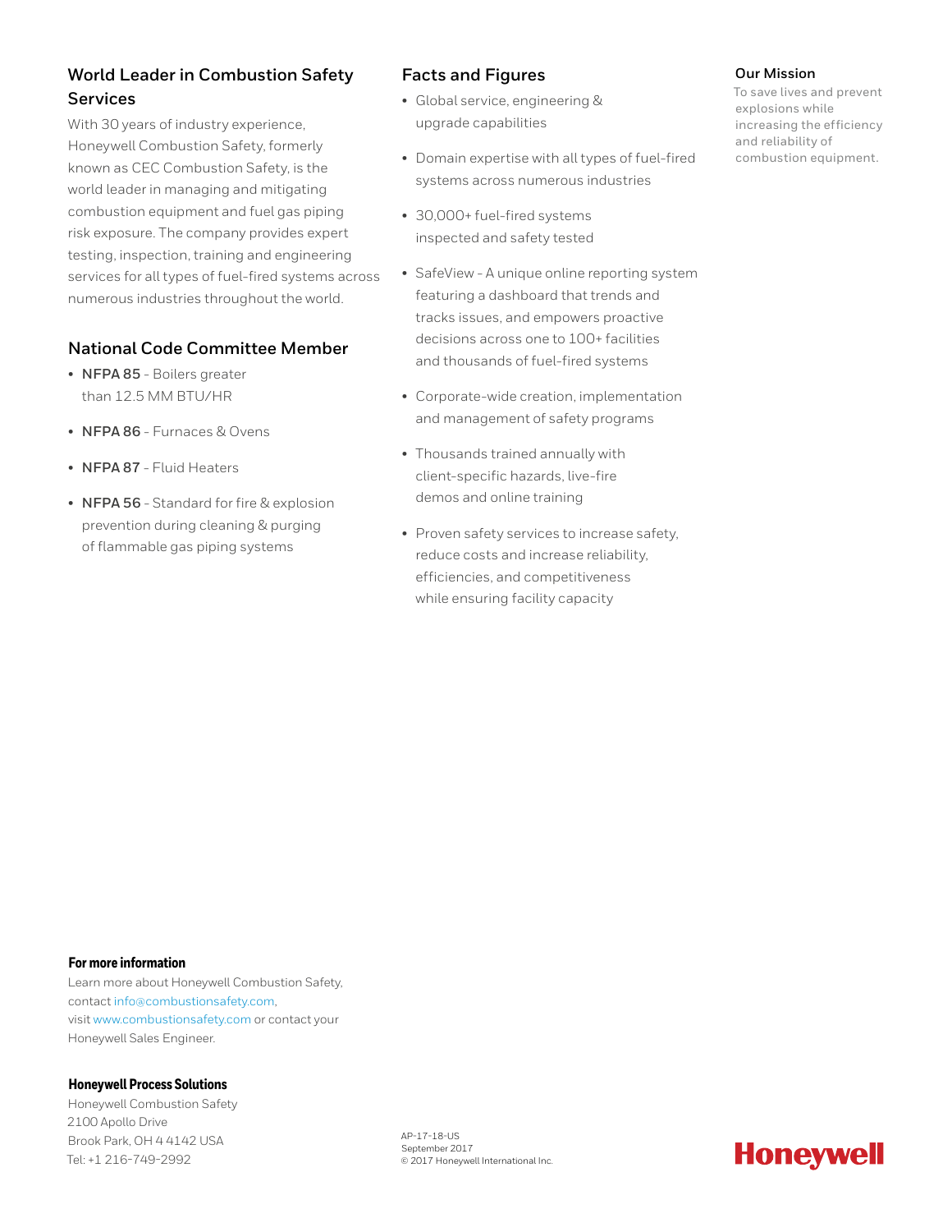## World Leader in Combustion Safety Services

With 30 years of industry experience, Honeywell Combustion Safety, formerly known as CEC Combustion Safety, is the world leader in managing and mitigating combustion equipment and fuel gas piping risk exposure. The company provides expert testing, inspection, training and engineering services for all types of fuel-fired systems across numerous industries throughout the world.

## National Code Committee Member

- **NFPA 85** - Boilers greater than 12.5 MM BTU/HR
- **NFPA 86** - Furnaces & Ovens
- **NFPA 87** - Fluid Heaters
- **NFPA 56** - Standard for fire & explosion prevention during cleaning & purging of flammable gas piping systems

## Facts and Figures

- Global service, engineering & upgrade capabilities
- Domain expertise with all types of fuel-fired systems across numerous industries
- 30,000+ fuel-fired systems inspected and safety tested
- SafeView - A unique online reporting system featuring a dashboard that trends and tracks issues, and empowers proactive decisions across one to 100+ facilities and thousands of fuel-fired systems
- Corporate-wide creation, implementation and management of safety programs
- Thousands trained annually with client-specific hazards, live-fire demos and online training
- Proven safety services to increase safety, reduce costs and increase reliability, efficiencies, and competitiveness while ensuring facility capacity

## Our Mission

To save lives and prevent explosions while increasing the efficiency and reliability of combustion equipment.

**For more information**

Learn more about Honeywell Combustion Safety, contact info@combustionsafety.com, visit www.combustionsafety.com or contact your Honeywell Sales Engineer.

**Honeywell Process Solutions**

Honeywell Combustion Safety
2100 Apollo Drive
Brook Park, OH 4 4142 USA
Tel: +1 216-749-2992

AP-17-18-US
September 2017
© 2017 Honeywell International Inc.

Honeywell